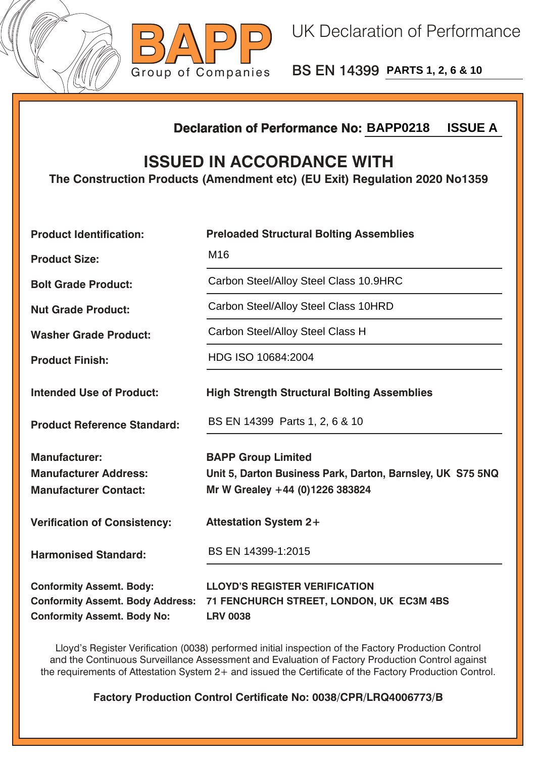**BAPP**
Group of Companies

# UK Declaration of Performance

## BS EN 14399 PARTS 1, 2, 6 & 10

**Declaration of Performance No: BAPP0218 ISSUE A**

## ISSUED IN ACCORDANCE WITH

**The Construction Products (Amendment etc) (EU Exit) Regulation 2020 No1359**

| | |
|---|---|
| **Product Identification:** | **Preloaded Structural Bolting Assemblies** |
| **Product Size:** | M16 |
| **Bolt Grade Product:** | Carbon Steel/Alloy Steel Class 10.9HRC |
| **Nut Grade Product:** | Carbon Steel/Alloy Steel Class 10HRD |
| **Washer Grade Product:** | Carbon Steel/Alloy Steel Class H |
| **Product Finish:** | HDG ISO 10684:2004 |
| **Intended Use of Product:** | **High Strength Structural Bolting Assemblies** |
| **Product Reference Standard:** | BS EN 14399 Parts 1, 2, 6 & 10 |
| **Manufacturer:** | **BAPP Group Limited** |
| **Manufacturer Address:** | **Unit 5, Darton Business Park, Darton, Barnsley, UK S75 5NQ** |
| **Manufacturer Contact:** | **Mr W Grealey +44 (0)1226 383824** |
| **Verification of Consistency:** | **Attestation System 2+** |
| **Harmonised Standard:** | BS EN 14399-1:2015 |
| **Conformity Assemt. Body:** | **LLOYD'S REGISTER VERIFICATION** |
| **Conformity Assemt. Body Address:** | **71 FENCHURCH STREET, LONDON, UK EC3M 4BS** |
| **Conformity Assemt. Body No:** | **LRV 0038** |

Lloyd's Register Verification (0038) performed initial inspection of the Factory Production Control and the Continuous Surveillance Assessment and Evaluation of Factory Production Control against the requirements of Attestation System 2+ and issued the Certificate of the Factory Production Control.

**Factory Production Control Certificate No: 0038/CPR/LRQ4006773/B**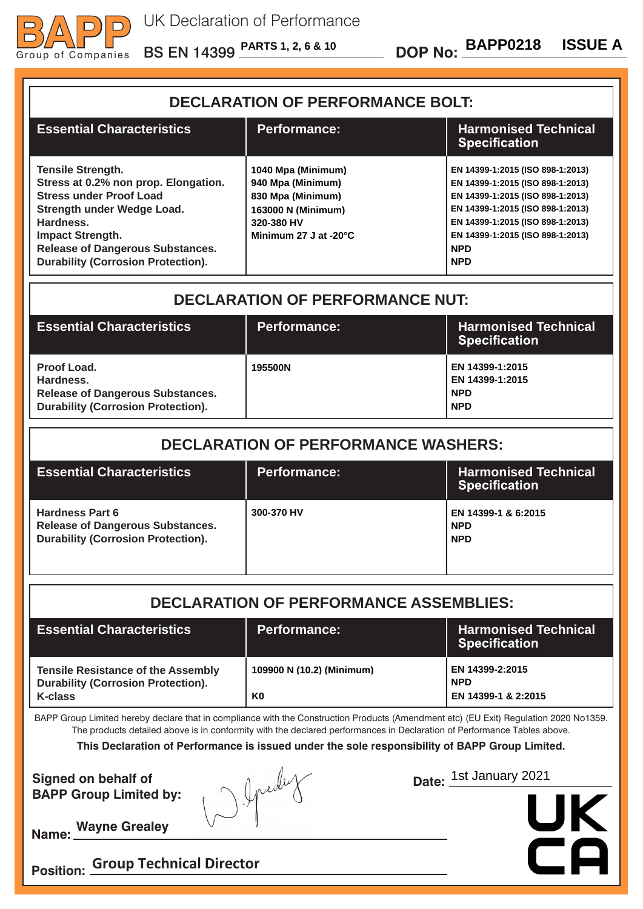# UK Declaration of Performance

BAPP Group of Companies

**BS EN 14399** PARTS 1, 2, 6 & 10 **DOP No:** BAPP0218 **ISSUE A**

## DECLARATION OF PERFORMANCE BOLT:

| Essential Characteristics | Performance: | Harmonised Technical Specification |
|---|---|---|
| Tensile Strength. | 1040 Mpa (Minimum) | EN 14399-1:2015 (ISO 898-1:2013) |
| Stress at 0.2% non prop. Elongation. | 940 Mpa (Minimum) | EN 14399-1:2015 (ISO 898-1:2013) |
| Stress under Proof Load | 830 Mpa (Minimum) | EN 14399-1:2015 (ISO 898-1:2013) |
| Strength under Wedge Load. | 163000 N (Minimum) | EN 14399-1:2015 (ISO 898-1:2013) |
| Hardness. | 320-380 HV | EN 14399-1:2015 (ISO 898-1:2013) |
| Impact Strength. | Minimum 27 J at -20°C | EN 14399-1:2015 (ISO 898-1:2013) |
| Release of Dangerous Substances. | | NPD |
| Durability (Corrosion Protection). | | NPD |

## DECLARATION OF PERFORMANCE NUT:

| Essential Characteristics | Performance: | Harmonised Technical Specification |
|---|---|---|
| Proof Load. | 195500N | EN 14399-1:2015 |
| Hardness. | | EN 14399-1:2015 |
| Release of Dangerous Substances. | | NPD |
| Durability (Corrosion Protection). | | NPD |

## DECLARATION OF PERFORMANCE WASHERS:

| Essential Characteristics | Performance: | Harmonised Technical Specification |
|---|---|---|
| Hardness Part 6 | 300-370 HV | EN 14399-1 & 6:2015 |
| Release of Dangerous Substances. | | NPD |
| Durability (Corrosion Protection). | | NPD |

## DECLARATION OF PERFORMANCE ASSEMBLIES:

| Essential Characteristics | Performance: | Harmonised Technical Specification |
|---|---|---|
| Tensile Resistance of the Assembly | 109900 N (10.2) (Minimum) | EN 14399-2:2015 |
| Durability (Corrosion Protection). | | NPD |
| K-class | K0 | EN 14399-1 & 2:2015 |

BAPP Group Limited hereby declare that in compliance with the Construction Products (Amendment etc) (EU Exit) Regulation 2020 No1359. The products detailed above is in conformity with the declared performances in Declaration of Performance Tables above.

**This Declaration of Performance is issued under the sole responsibility of BAPP Group Limited.**

**Signed on behalf of BAPP Group Limited by:**

**Date:** 1st January 2021

**Name:** Wayne Grealey

**Position:** Group Technical Director

UK CA